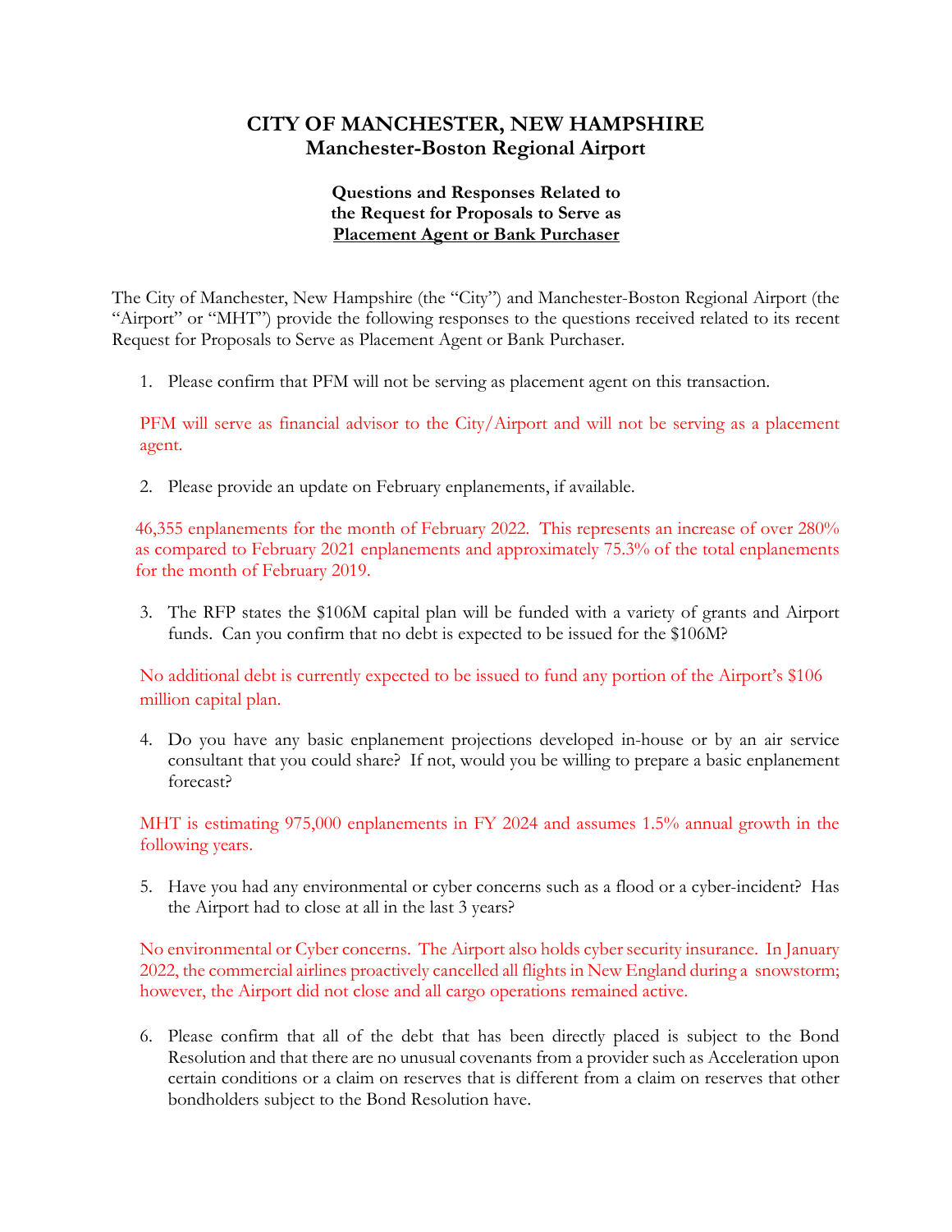# CITY OF MANCHESTER, NEW HAMPSHIRE
## Manchester-Boston Regional Airport

### Questions and Responses Related to the Request for Proposals to Serve as Placement Agent or Bank Purchaser

The City of Manchester, New Hampshire (the "City") and Manchester-Boston Regional Airport (the "Airport" or "MHT") provide the following responses to the questions received related to its recent Request for Proposals to Serve as Placement Agent or Bank Purchaser.

1. Please confirm that PFM will not be serving as placement agent on this transaction.

PFM will serve as financial advisor to the City/Airport and will not be serving as a placement agent.

2. Please provide an update on February enplanements, if available.

46,355 enplanements for the month of February 2022. This represents an increase of over 280% as compared to February 2021 enplanements and approximately 75.3% of the total enplanements for the month of February 2019.

3. The RFP states the $106M capital plan will be funded with a variety of grants and Airport funds. Can you confirm that no debt is expected to be issued for the $106M?

No additional debt is currently expected to be issued to fund any portion of the Airport's $106 million capital plan.

4. Do you have any basic enplanement projections developed in-house or by an air service consultant that you could share? If not, would you be willing to prepare a basic enplanement forecast?

MHT is estimating 975,000 enplanements in FY 2024 and assumes 1.5% annual growth in the following years.

5. Have you had any environmental or cyber concerns such as a flood or a cyber-incident? Has the Airport had to close at all in the last 3 years?

No environmental or Cyber concerns. The Airport also holds cyber security insurance. In January 2022, the commercial airlines proactively cancelled all flights in New England during a snowstorm; however, the Airport did not close and all cargo operations remained active.

6. Please confirm that all of the debt that has been directly placed is subject to the Bond Resolution and that there are no unusual covenants from a provider such as Acceleration upon certain conditions or a claim on reserves that is different from a claim on reserves that other bondholders subject to the Bond Resolution have.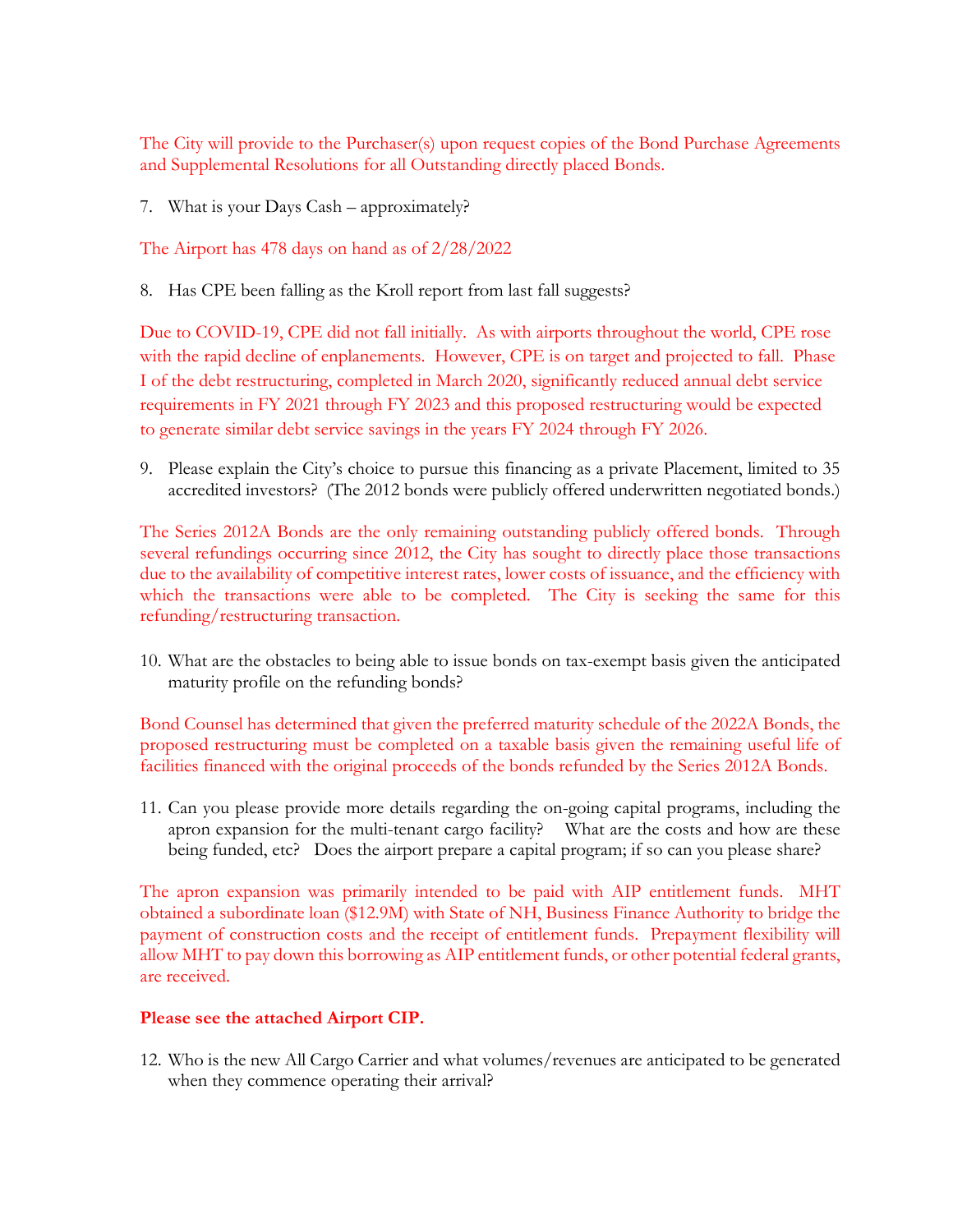The City will provide to the Purchaser(s) upon request copies of the Bond Purchase Agreements and Supplemental Resolutions for all Outstanding directly placed Bonds.

7. What is your Days Cash – approximately?

The Airport has 478 days on hand as of 2/28/2022

8. Has CPE been falling as the Kroll report from last fall suggests?

Due to COVID-19, CPE did not fall initially. As with airports throughout the world, CPE rose with the rapid decline of enplanements. However, CPE is on target and projected to fall. Phase I of the debt restructuring, completed in March 2020, significantly reduced annual debt service requirements in FY 2021 through FY 2023 and this proposed restructuring would be expected to generate similar debt service savings in the years FY 2024 through FY 2026.

9. Please explain the City's choice to pursue this financing as a private Placement, limited to 35 accredited investors? (The 2012 bonds were publicly offered underwritten negotiated bonds.)

The Series 2012A Bonds are the only remaining outstanding publicly offered bonds. Through several refundings occurring since 2012, the City has sought to directly place those transactions due to the availability of competitive interest rates, lower costs of issuance, and the efficiency with which the transactions were able to be completed. The City is seeking the same for this refunding/restructuring transaction.

10. What are the obstacles to being able to issue bonds on tax-exempt basis given the anticipated maturity profile on the refunding bonds?

Bond Counsel has determined that given the preferred maturity schedule of the 2022A Bonds, the proposed restructuring must be completed on a taxable basis given the remaining useful life of facilities financed with the original proceeds of the bonds refunded by the Series 2012A Bonds.

11. Can you please provide more details regarding the on-going capital programs, including the apron expansion for the multi-tenant cargo facility? What are the costs and how are these being funded, etc? Does the airport prepare a capital program; if so can you please share?

The apron expansion was primarily intended to be paid with AIP entitlement funds. MHT obtained a subordinate loan ($12.9M) with State of NH, Business Finance Authority to bridge the payment of construction costs and the receipt of entitlement funds. Prepayment flexibility will allow MHT to pay down this borrowing as AIP entitlement funds, or other potential federal grants, are received.

**Please see the attached Airport CIP.**

12. Who is the new All Cargo Carrier and what volumes/revenues are anticipated to be generated when they commence operating their arrival?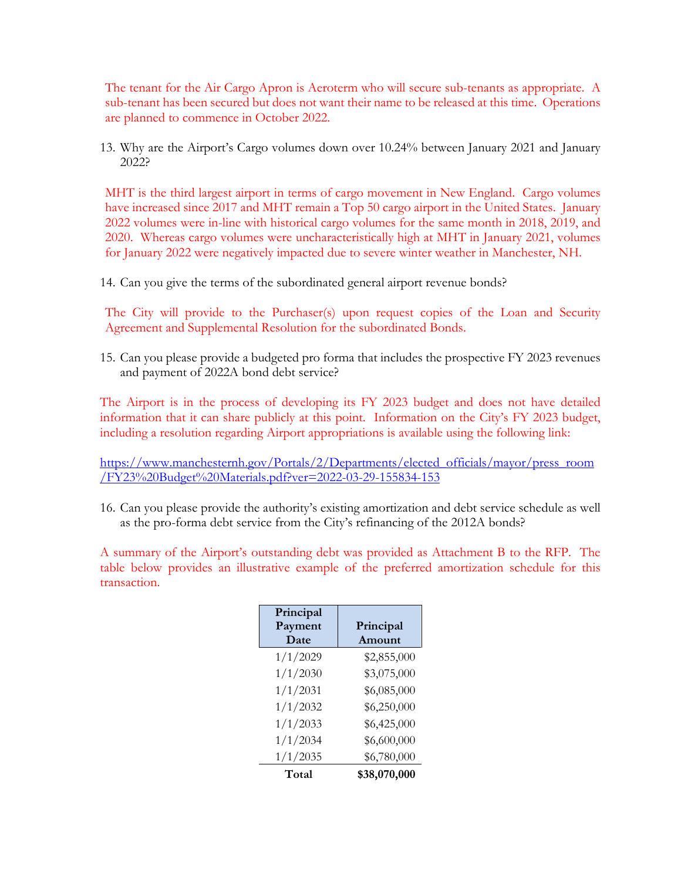The tenant for the Air Cargo Apron is Aeroterm who will secure sub-tenants as appropriate. A sub-tenant has been secured but does not want their name to be released at this time. Operations are planned to commence in October 2022.

13. Why are the Airport's Cargo volumes down over 10.24% between January 2021 and January 2022?

MHT is the third largest airport in terms of cargo movement in New England. Cargo volumes have increased since 2017 and MHT remain a Top 50 cargo airport in the United States. January 2022 volumes were in-line with historical cargo volumes for the same month in 2018, 2019, and 2020. Whereas cargo volumes were uncharacteristically high at MHT in January 2021, volumes for January 2022 were negatively impacted due to severe winter weather in Manchester, NH.

14. Can you give the terms of the subordinated general airport revenue bonds?

The City will provide to the Purchaser(s) upon request copies of the Loan and Security Agreement and Supplemental Resolution for the subordinated Bonds.

15. Can you please provide a budgeted pro forma that includes the prospective FY 2023 revenues and payment of 2022A bond debt service?

The Airport is in the process of developing its FY 2023 budget and does not have detailed information that it can share publicly at this point. Information on the City's FY 2023 budget, including a resolution regarding Airport appropriations is available using the following link:

https://www.manchesternh.gov/Portals/2/Departments/elected_officials/mayor/press_room/FY23%20Budget%20Materials.pdf?ver=2022-03-29-155834-153

16. Can you please provide the authority's existing amortization and debt service schedule as well as the pro-forma debt service from the City's refinancing of the 2012A bonds?

A summary of the Airport's outstanding debt was provided as Attachment B to the RFP. The table below provides an illustrative example of the preferred amortization schedule for this transaction.

| Principal Payment Date | Principal Amount |
|---|---|
| 1/1/2029 | $2,855,000 |
| 1/1/2030 | $3,075,000 |
| 1/1/2031 | $6,085,000 |
| 1/1/2032 | $6,250,000 |
| 1/1/2033 | $6,425,000 |
| 1/1/2034 | $6,600,000 |
| 1/1/2035 | $6,780,000 |
| **Total** | **$38,070,000** |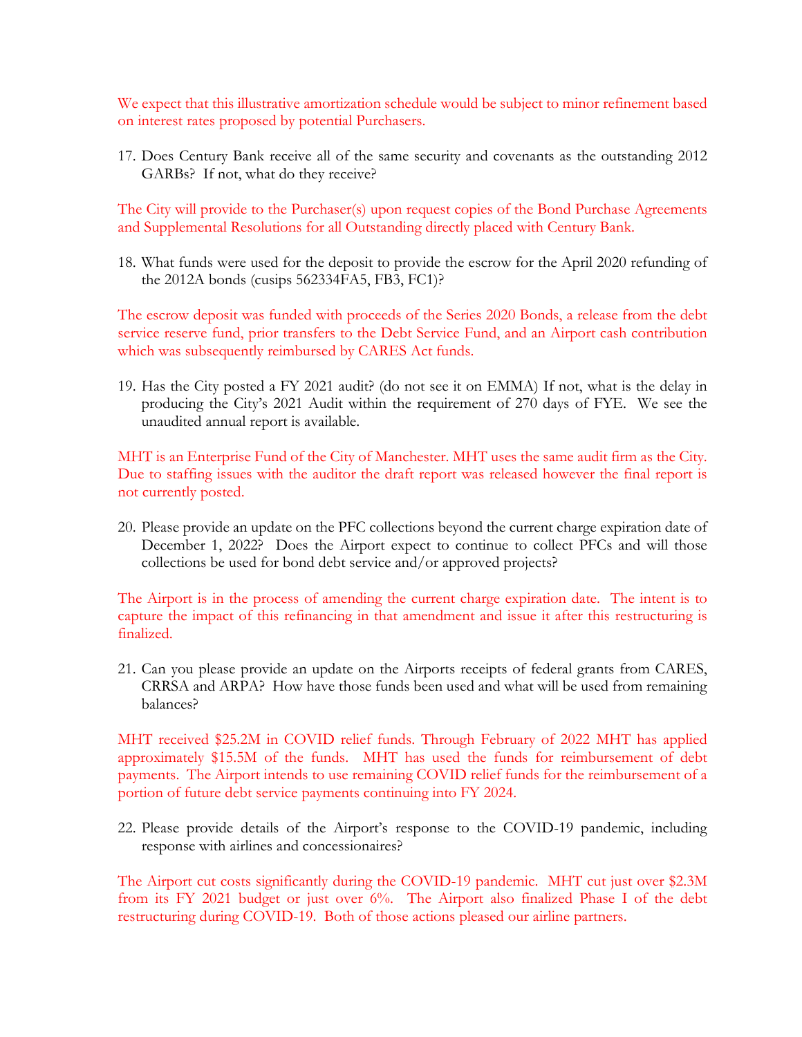We expect that this illustrative amortization schedule would be subject to minor refinement based on interest rates proposed by potential Purchasers.

17. Does Century Bank receive all of the same security and covenants as the outstanding 2012 GARBs? If not, what do they receive?

The City will provide to the Purchaser(s) upon request copies of the Bond Purchase Agreements and Supplemental Resolutions for all Outstanding directly placed with Century Bank.

18. What funds were used for the deposit to provide the escrow for the April 2020 refunding of the 2012A bonds (cusips 562334FA5, FB3, FC1)?

The escrow deposit was funded with proceeds of the Series 2020 Bonds, a release from the debt service reserve fund, prior transfers to the Debt Service Fund, and an Airport cash contribution which was subsequently reimbursed by CARES Act funds.

19. Has the City posted a FY 2021 audit? (do not see it on EMMA) If not, what is the delay in producing the City's 2021 Audit within the requirement of 270 days of FYE. We see the unaudited annual report is available.

MHT is an Enterprise Fund of the City of Manchester. MHT uses the same audit firm as the City. Due to staffing issues with the auditor the draft report was released however the final report is not currently posted.

20. Please provide an update on the PFC collections beyond the current charge expiration date of December 1, 2022? Does the Airport expect to continue to collect PFCs and will those collections be used for bond debt service and/or approved projects?

The Airport is in the process of amending the current charge expiration date. The intent is to capture the impact of this refinancing in that amendment and issue it after this restructuring is finalized.

21. Can you please provide an update on the Airports receipts of federal grants from CARES, CRRSA and ARPA? How have those funds been used and what will be used from remaining balances?

MHT received $25.2M in COVID relief funds. Through February of 2022 MHT has applied approximately $15.5M of the funds. MHT has used the funds for reimbursement of debt payments. The Airport intends to use remaining COVID relief funds for the reimbursement of a portion of future debt service payments continuing into FY 2024.

22. Please provide details of the Airport's response to the COVID-19 pandemic, including response with airlines and concessionaires?

The Airport cut costs significantly during the COVID-19 pandemic. MHT cut just over $2.3M from its FY 2021 budget or just over 6%. The Airport also finalized Phase I of the debt restructuring during COVID-19. Both of those actions pleased our airline partners.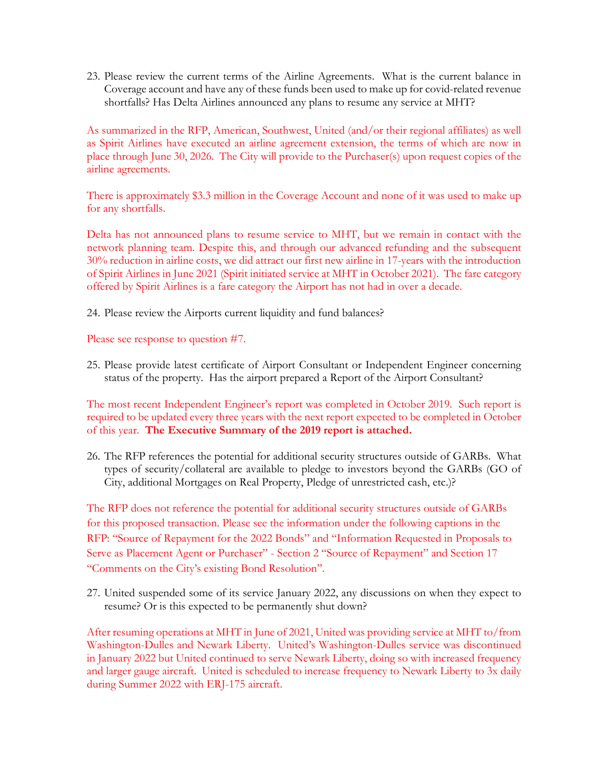23. Please review the current terms of the Airline Agreements. What is the current balance in Coverage account and have any of these funds been used to make up for covid-related revenue shortfalls? Has Delta Airlines announced any plans to resume any service at MHT?

As summarized in the RFP, American, Southwest, United (and/or their regional affiliates) as well as Spirit Airlines have executed an airline agreement extension, the terms of which are now in place through June 30, 2026. The City will provide to the Purchaser(s) upon request copies of the airline agreements.

There is approximately $3.3 million in the Coverage Account and none of it was used to make up for any shortfalls.

Delta has not announced plans to resume service to MHT, but we remain in contact with the network planning team. Despite this, and through our advanced refunding and the subsequent 30% reduction in airline costs, we did attract our first new airline in 17-years with the introduction of Spirit Airlines in June 2021 (Spirit initiated service at MHT in October 2021). The fare category offered by Spirit Airlines is a fare category the Airport has not had in over a decade.

24. Please review the Airports current liquidity and fund balances?

Please see response to question #7.

25. Please provide latest certificate of Airport Consultant or Independent Engineer concerning status of the property. Has the airport prepared a Report of the Airport Consultant?

The most recent Independent Engineer's report was completed in October 2019. Such report is required to be updated every three years with the next report expected to be completed in October of this year. **The Executive Summary of the 2019 report is attached.**

26. The RFP references the potential for additional security structures outside of GARBs. What types of security/collateral are available to pledge to investors beyond the GARBs (GO of City, additional Mortgages on Real Property, Pledge of unrestricted cash, etc.)?

The RFP does not reference the potential for additional security structures outside of GARBs for this proposed transaction. Please see the information under the following captions in the RFP: "Source of Repayment for the 2022 Bonds" and "Information Requested in Proposals to Serve as Placement Agent or Purchaser" - Section 2 "Source of Repayment" and Section 17 "Comments on the City's existing Bond Resolution".

27. United suspended some of its service January 2022, any discussions on when they expect to resume? Or is this expected to be permanently shut down?

After resuming operations at MHT in June of 2021, United was providing service at MHT to/from Washington-Dulles and Newark Liberty. United's Washington-Dulles service was discontinued in January 2022 but United continued to serve Newark Liberty, doing so with increased frequency and larger gauge aircraft. United is scheduled to increase frequency to Newark Liberty to 3x daily during Summer 2022 with ERJ-175 aircraft.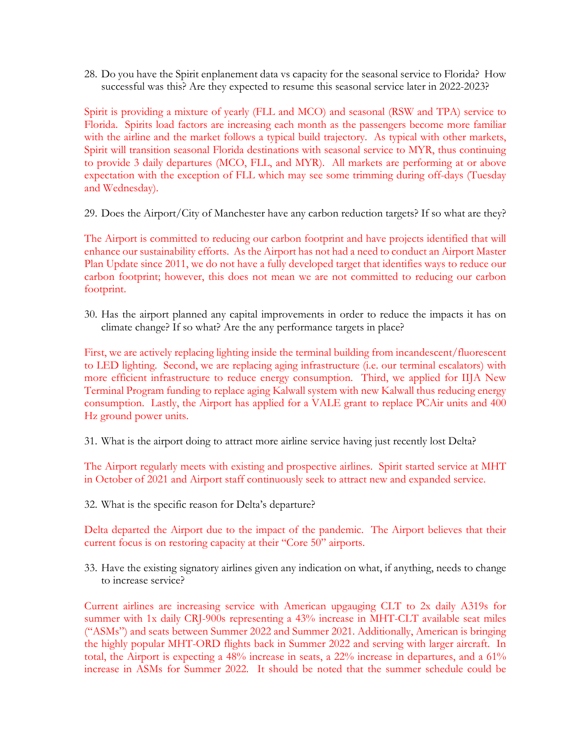28. Do you have the Spirit enplanement data vs capacity for the seasonal service to Florida? How successful was this? Are they expected to resume this seasonal service later in 2022-2023?

Spirit is providing a mixture of yearly (FLL and MCO) and seasonal (RSW and TPA) service to Florida. Spirits load factors are increasing each month as the passengers become more familiar with the airline and the market follows a typical build trajectory. As typical with other markets, Spirit will transition seasonal Florida destinations with seasonal service to MYR, thus continuing to provide 3 daily departures (MCO, FLL, and MYR). All markets are performing at or above expectation with the exception of FLL which may see some trimming during off-days (Tuesday and Wednesday).

29. Does the Airport/City of Manchester have any carbon reduction targets? If so what are they?

The Airport is committed to reducing our carbon footprint and have projects identified that will enhance our sustainability efforts. As the Airport has not had a need to conduct an Airport Master Plan Update since 2011, we do not have a fully developed target that identifies ways to reduce our carbon footprint; however, this does not mean we are not committed to reducing our carbon footprint.

30. Has the airport planned any capital improvements in order to reduce the impacts it has on climate change? If so what? Are the any performance targets in place?

First, we are actively replacing lighting inside the terminal building from incandescent/fluorescent to LED lighting. Second, we are replacing aging infrastructure (i.e. our terminal escalators) with more efficient infrastructure to reduce energy consumption. Third, we applied for IIJA New Terminal Program funding to replace aging Kalwall system with new Kalwall thus reducing energy consumption. Lastly, the Airport has applied for a VALE grant to replace PCAir units and 400 Hz ground power units.

31. What is the airport doing to attract more airline service having just recently lost Delta?

The Airport regularly meets with existing and prospective airlines. Spirit started service at MHT in October of 2021 and Airport staff continuously seek to attract new and expanded service.

32. What is the specific reason for Delta's departure?

Delta departed the Airport due to the impact of the pandemic. The Airport believes that their current focus is on restoring capacity at their "Core 50" airports.

33. Have the existing signatory airlines given any indication on what, if anything, needs to change to increase service?

Current airlines are increasing service with American upgauging CLT to 2x daily A319s for summer with 1x daily CRJ-900s representing a 43% increase in MHT-CLT available seat miles ("ASMs") and seats between Summer 2022 and Summer 2021. Additionally, American is bringing the highly popular MHT-ORD flights back in Summer 2022 and serving with larger aircraft. In total, the Airport is expecting a 48% increase in seats, a 22% increase in departures, and a 61% increase in ASMs for Summer 2022. It should be noted that the summer schedule could be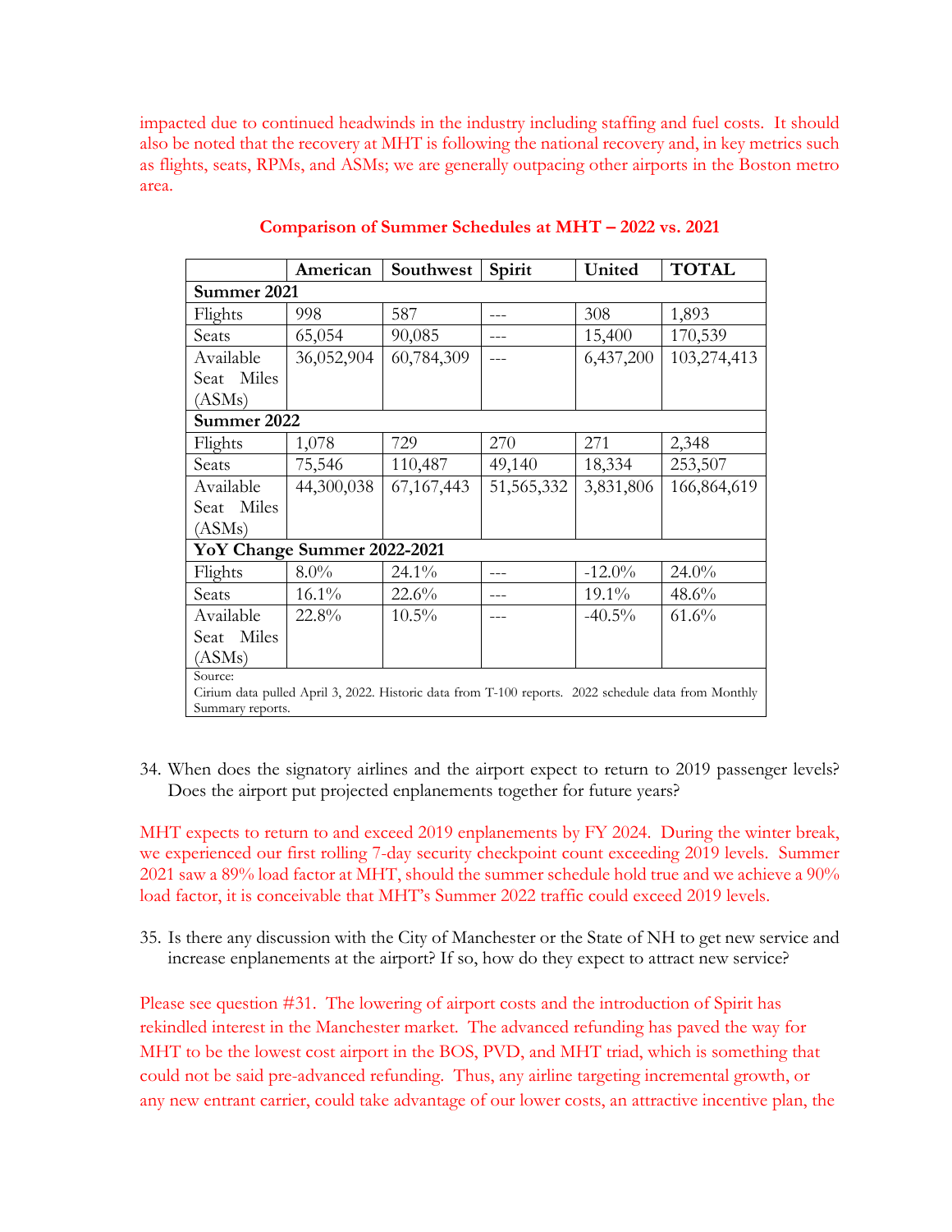impacted due to continued headwinds in the industry including staffing and fuel costs. It should also be noted that the recovery at MHT is following the national recovery and, in key metrics such as flights, seats, RPMs, and ASMs; we are generally outpacing other airports in the Boston metro area.

**Comparison of Summer Schedules at MHT – 2022 vs. 2021**

| | American | Southwest | Spirit | United | TOTAL |
|---|---|---|---|---|---|
| **Summer 2021** | | | | | |
| Flights | 998 | 587 | --- | 308 | 1,893 |
| Seats | 65,054 | 90,085 | --- | 15,400 | 170,539 |
| Available Seat Miles (ASMs) | 36,052,904 | 60,784,309 | --- | 6,437,200 | 103,274,413 |
| **Summer 2022** | | | | | |
| Flights | 1,078 | 729 | 270 | 271 | 2,348 |
| Seats | 75,546 | 110,487 | 49,140 | 18,334 | 253,507 |
| Available Seat Miles (ASMs) | 44,300,038 | 67,167,443 | 51,565,332 | 3,831,806 | 166,864,619 |
| **YoY Change Summer 2022-2021** | | | | | |
| Flights | 8.0% | 24.1% | --- | -12.0% | 24.0% |
| Seats | 16.1% | 22.6% | --- | 19.1% | 48.6% |
| Available Seat Miles (ASMs) | 22.8% | 10.5% | --- | -40.5% | 61.6% |
| Source: Cirium data pulled April 3, 2022. Historic data from T-100 reports. 2022 schedule data from Monthly Summary reports. | | | | | |

34. When does the signatory airlines and the airport expect to return to 2019 passenger levels? Does the airport put projected enplanements together for future years?

MHT expects to return to and exceed 2019 enplanements by FY 2024. During the winter break, we experienced our first rolling 7-day security checkpoint count exceeding 2019 levels. Summer 2021 saw a 89% load factor at MHT, should the summer schedule hold true and we achieve a 90% load factor, it is conceivable that MHT's Summer 2022 traffic could exceed 2019 levels.

35. Is there any discussion with the City of Manchester or the State of NH to get new service and increase enplanements at the airport? If so, how do they expect to attract new service?

Please see question #31. The lowering of airport costs and the introduction of Spirit has rekindled interest in the Manchester market. The advanced refunding has paved the way for MHT to be the lowest cost airport in the BOS, PVD, and MHT triad, which is something that could not be said pre-advanced refunding. Thus, any airline targeting incremental growth, or any new entrant carrier, could take advantage of our lower costs, an attractive incentive plan, the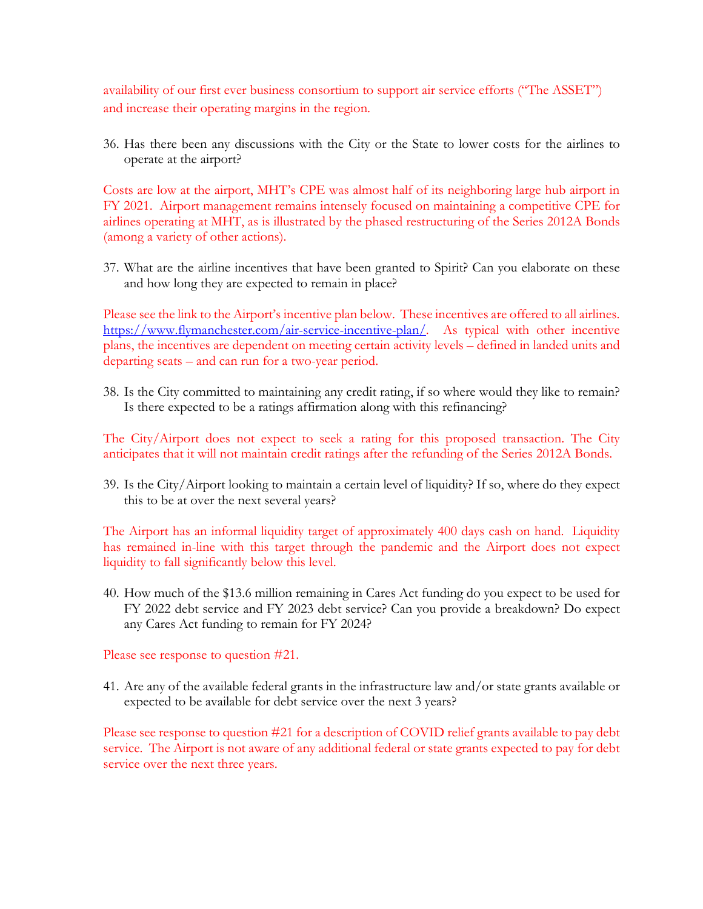availability of our first ever business consortium to support air service efforts ("The ASSET") and increase their operating margins in the region.

36. Has there been any discussions with the City or the State to lower costs for the airlines to operate at the airport?

Costs are low at the airport, MHT's CPE was almost half of its neighboring large hub airport in FY 2021. Airport management remains intensely focused on maintaining a competitive CPE for airlines operating at MHT, as is illustrated by the phased restructuring of the Series 2012A Bonds (among a variety of other actions).

37. What are the airline incentives that have been granted to Spirit? Can you elaborate on these and how long they are expected to remain in place?

Please see the link to the Airport's incentive plan below. These incentives are offered to all airlines. [https://www.flymanchester.com/air-service-incentive-plan/](https://www.flymanchester.com/air-service-incentive-plan/). As typical with other incentive plans, the incentives are dependent on meeting certain activity levels – defined in landed units and departing seats – and can run for a two-year period.

38. Is the City committed to maintaining any credit rating, if so where would they like to remain? Is there expected to be a ratings affirmation along with this refinancing?

The City/Airport does not expect to seek a rating for this proposed transaction. The City anticipates that it will not maintain credit ratings after the refunding of the Series 2012A Bonds.

39. Is the City/Airport looking to maintain a certain level of liquidity? If so, where do they expect this to be at over the next several years?

The Airport has an informal liquidity target of approximately 400 days cash on hand. Liquidity has remained in-line with this target through the pandemic and the Airport does not expect liquidity to fall significantly below this level.

40. How much of the $13.6 million remaining in Cares Act funding do you expect to be used for FY 2022 debt service and FY 2023 debt service? Can you provide a breakdown? Do expect any Cares Act funding to remain for FY 2024?

Please see response to question #21.

41. Are any of the available federal grants in the infrastructure law and/or state grants available or expected to be available for debt service over the next 3 years?

Please see response to question #21 for a description of COVID relief grants available to pay debt service. The Airport is not aware of any additional federal or state grants expected to pay for debt service over the next three years.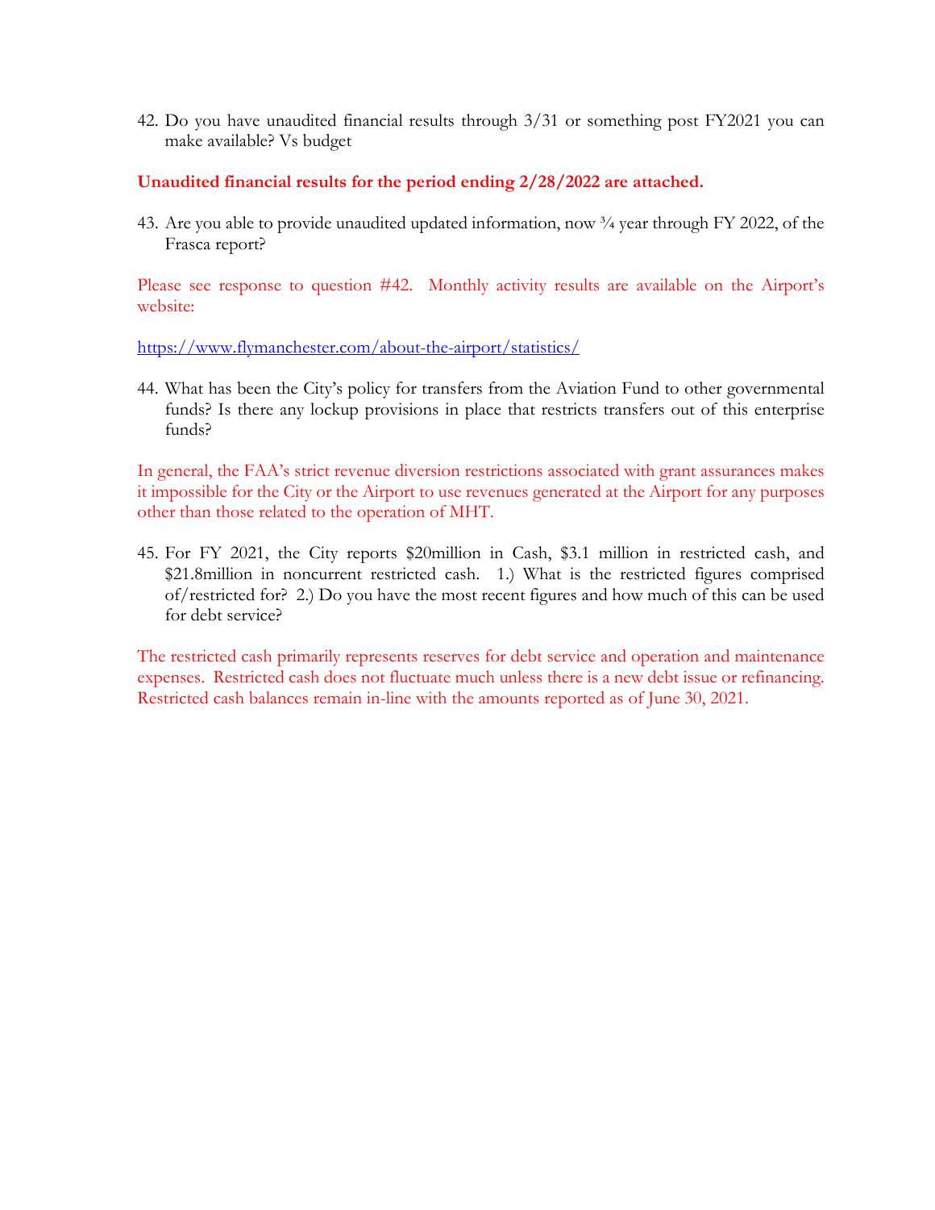42. Do you have unaudited financial results through 3/31 or something post FY2021 you can make available? Vs budget

**Unaudited financial results for the period ending 2/28/2022 are attached.**

43. Are you able to provide unaudited updated information, now ¾ year through FY 2022, of the Frasca report?

Please see response to question #42. Monthly activity results are available on the Airport's website:

https://www.flymanchester.com/about-the-airport/statistics/

44. What has been the City's policy for transfers from the Aviation Fund to other governmental funds? Is there any lockup provisions in place that restricts transfers out of this enterprise funds?

In general, the FAA's strict revenue diversion restrictions associated with grant assurances makes it impossible for the City or the Airport to use revenues generated at the Airport for any purposes other than those related to the operation of MHT.

45. For FY 2021, the City reports $20million in Cash, $3.1 million in restricted cash, and $21.8million in noncurrent restricted cash. 1.) What is the restricted figures comprised of/restricted for? 2.) Do you have the most recent figures and how much of this can be used for debt service?

The restricted cash primarily represents reserves for debt service and operation and maintenance expenses. Restricted cash does not fluctuate much unless there is a new debt issue or refinancing. Restricted cash balances remain in-line with the amounts reported as of June 30, 2021.